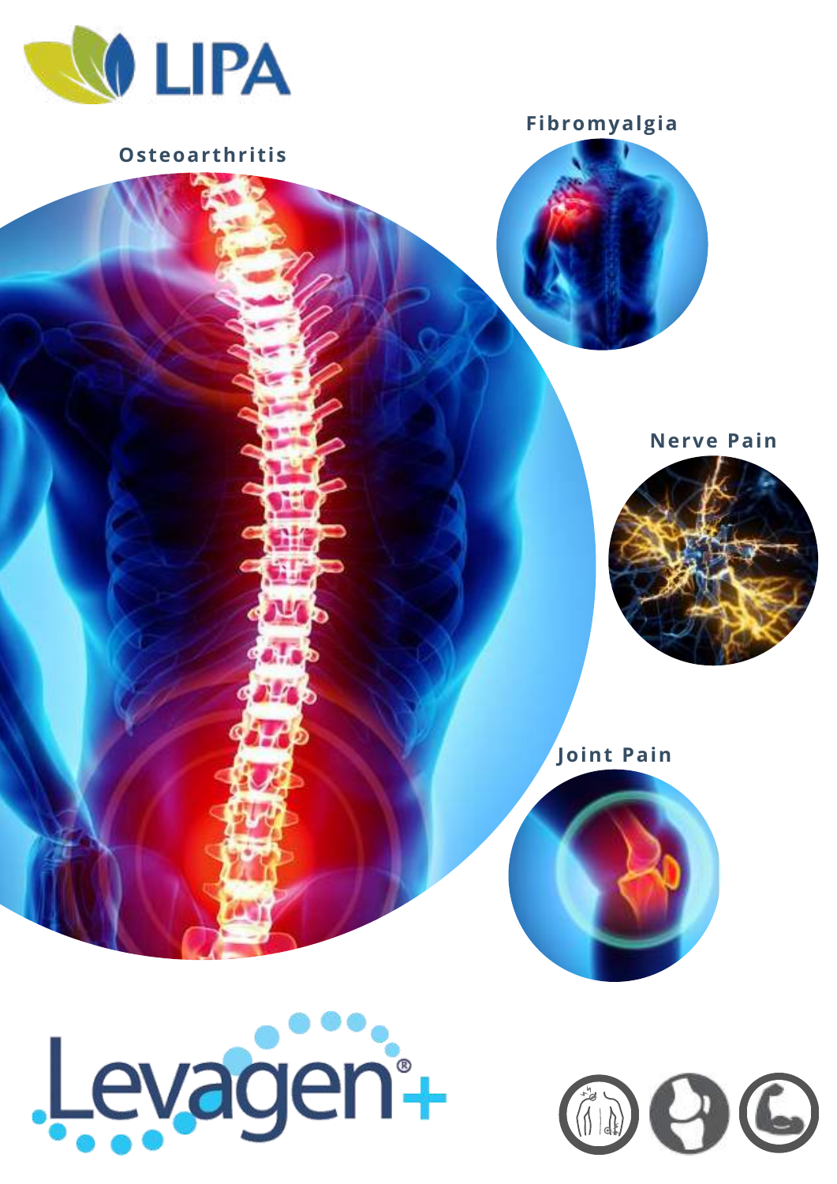LIPA

Osteoarthritis

Fibromyalgia

Nerve Pain

Joint Pain

Levagen®+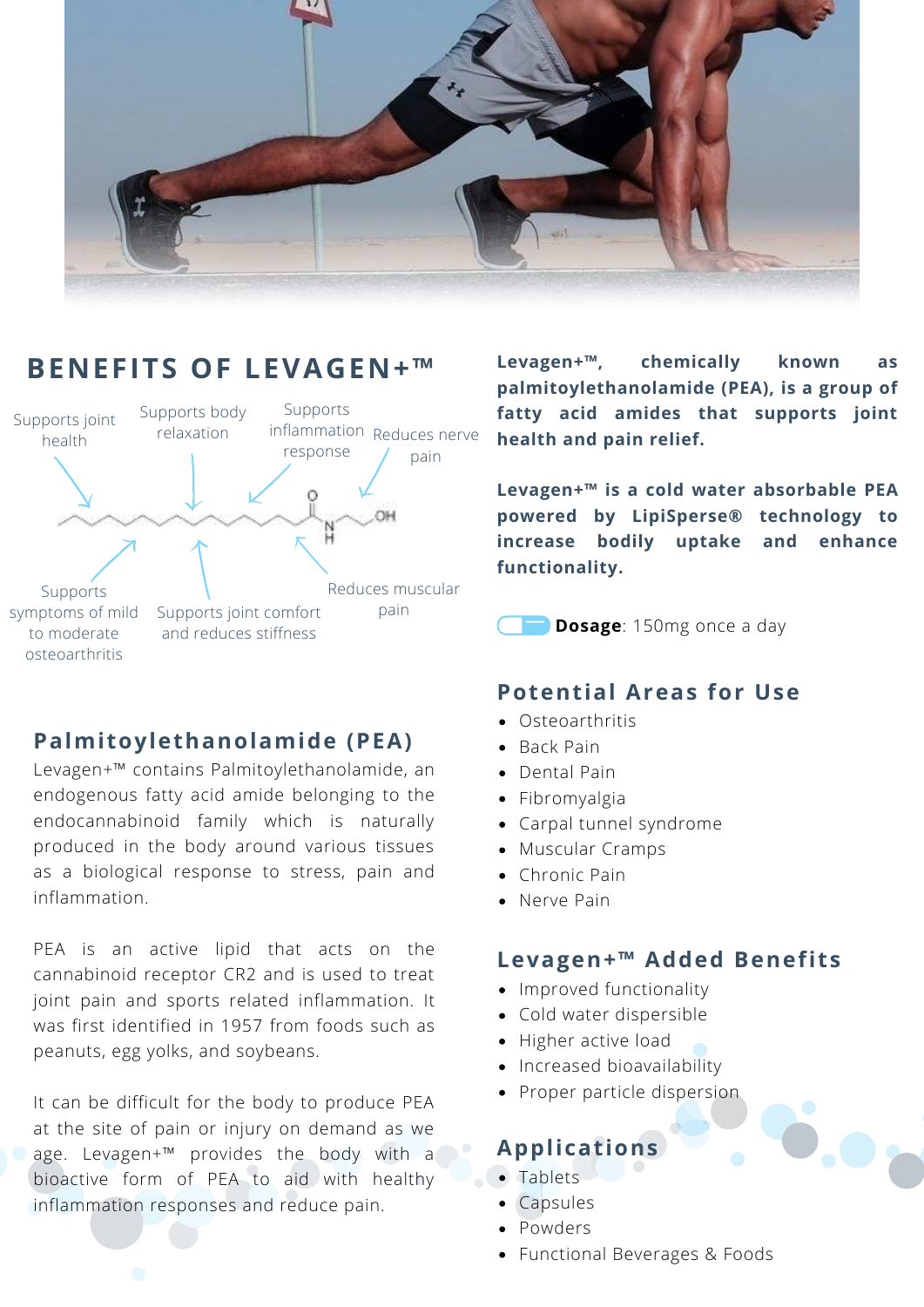## BENEFITS OF LEVAGEN+™

- Supports joint health
- Supports body relaxation
- Supports inflammation response
- Reduces nerve pain
- Supports symptoms of mild to moderate osteoarthritis
- Supports joint comfort and reduces stiffness
- Reduces muscular pain

### Palmitoylethanolamide (PEA)

Levagen+™ contains Palmitoylethanolamide, an endogenous fatty acid amide belonging to the endocannabinoid family which is naturally produced in the body around various tissues as a biological response to stress, pain and inflammation.

PEA is an active lipid that acts on the cannabinoid receptor CR2 and is used to treat joint pain and sports related inflammation. It was first identified in 1957 from foods such as peanuts, egg yolks, and soybeans.

It can be difficult for the body to produce PEA at the site of pain or injury on demand as we age. Levagen+™ provides the body with a bioactive form of PEA to aid with healthy inflammation responses and reduce pain.

**Levagen+™, chemically known as palmitoylethanolamide (PEA), is a group of fatty acid amides that supports joint health and pain relief.**

**Levagen+™ is a cold water absorbable PEA powered by LipiSperse® technology to increase bodily uptake and enhance functionality.**

**Dosage**: 150mg once a day

### Potential Areas for Use

- Osteoarthritis
- Back Pain
- Dental Pain
- Fibromyalgia
- Carpal tunnel syndrome
- Muscular Cramps
- Chronic Pain
- Nerve Pain

### Levagen+™ Added Benefits

- Improved functionality
- Cold water dispersible
- Higher active load
- Increased bioavailability
- Proper particle dispersion

### Applications

- Tablets
- Capsules
- Powders
- Functional Beverages & Foods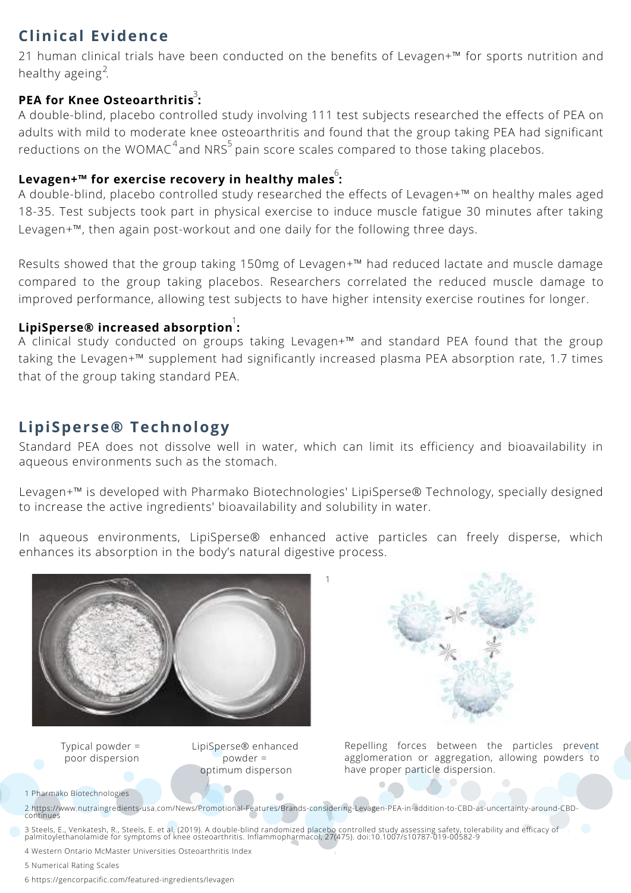## Clinical Evidence

21 human clinical trials have been conducted on the benefits of Levagen+™ for sports nutrition and healthy ageing[2].

**PEA for Knee Osteoarthritis[3]:**
A double-blind, placebo controlled study involving 111 test subjects researched the effects of PEA on adults with mild to moderate knee osteoarthritis and found that the group taking PEA had significant reductions on the WOMAC[4] and NRS[5] pain score scales compared to those taking placebos.

**Levagen+™ for exercise recovery in healthy males[6]:**
A double-blind, placebo controlled study researched the effects of Levagen+™ on healthy males aged 18-35. Test subjects took part in physical exercise to induce muscle fatigue 30 minutes after taking Levagen+™, then again post-workout and one daily for the following three days.

Results showed that the group taking 150mg of Levagen+™ had reduced lactate and muscle damage compared to the group taking placebos. Researchers correlated the reduced muscle damage to improved performance, allowing test subjects to have higher intensity exercise routines for longer.

**LipiSperse® increased absorption[1]:**
A clinical study conducted on groups taking Levagen+™ and standard PEA found that the group taking the Levagen+™ supplement had significantly increased plasma PEA absorption rate, 1.7 times that of the group taking standard PEA.

## LipiSperse® Technology

Standard PEA does not dissolve well in water, which can limit its efficiency and bioavailability in aqueous environments such as the stomach.

Levagen+™ is developed with Pharmako Biotechnologies' LipiSperse® Technology, specially designed to increase the active ingredients' bioavailability and solubility in water.

In aqueous environments, LipiSperse® enhanced active particles can freely disperse, which enhances its absorption in the body's natural digestive process.

[1]

Typical powder = poor dispersion

LipiSperse® enhanced powder = optimum disperson

Repelling forces between the particles prevent agglomeration or aggregation, allowing powders to have proper particle dispersion.

1 Pharmako Biotechnologies

2 https://www.nutraingredients-usa.com/News/Promotional-Features/Brands-considering-Levagen-PEA-in-addition-to-CBD-as-uncertainty-around-CBD-continues

3 Steels, E., Venkatesh, R., Steels, E. et al. (2019). A double-blind randomized placebo controlled study assessing safety, tolerability and efficacy of palmitoylethanolamide for symptoms of knee osteoarthritis. Inflammopharmacol, 27(475). doi:10.1007/s10787-019-00582-9

4 Western Ontario McMaster Universities Osteoarthritis Index

5 Numerical Rating Scales

6 https://gencorpacific.com/featured-ingredients/levagen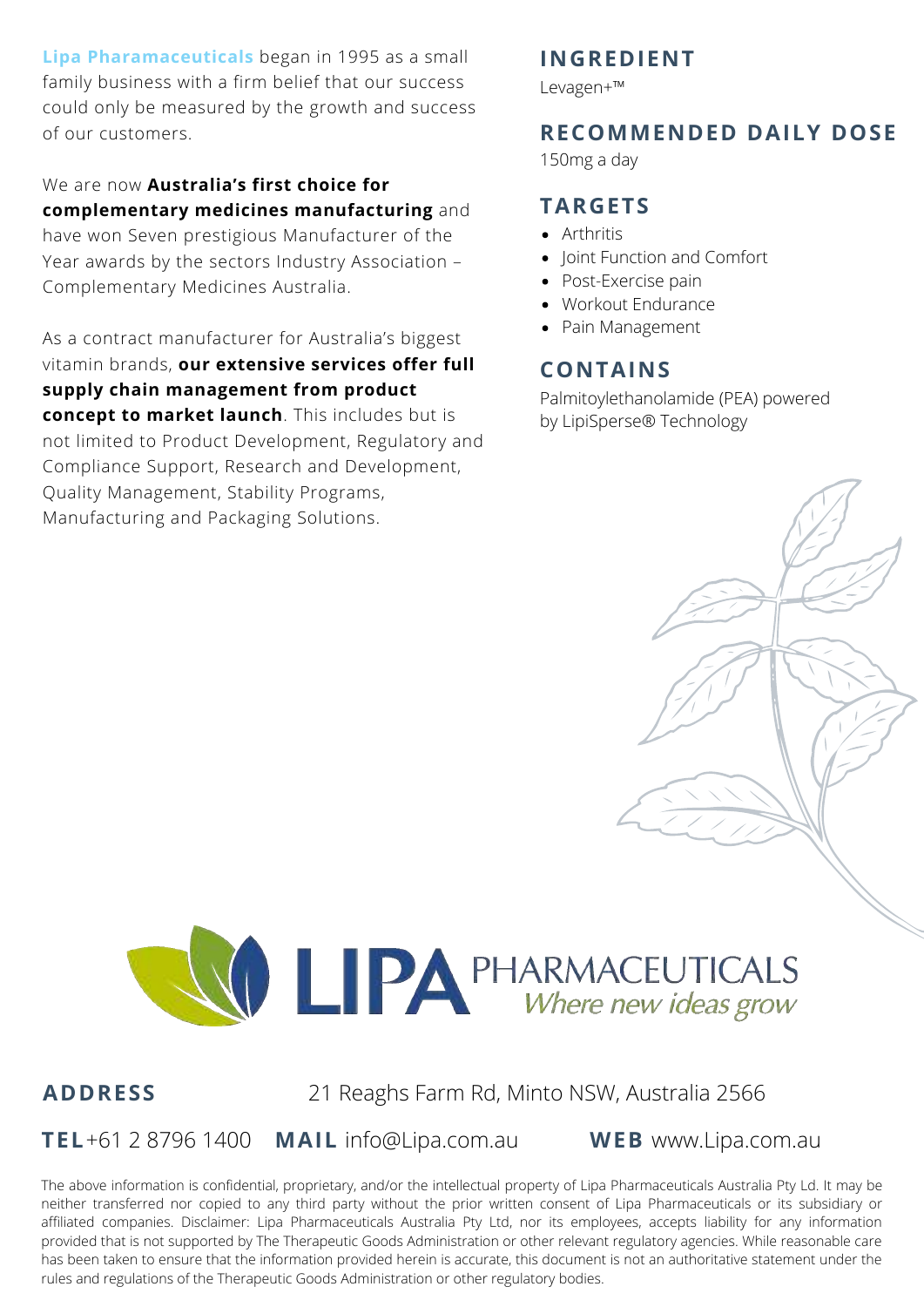**Lipa Pharamaceuticals** began in 1995 as a small family business with a firm belief that our success could only be measured by the growth and success of our customers.

We are now **Australia's first choice for complementary medicines manufacturing** and have won Seven prestigious Manufacturer of the Year awards by the sectors Industry Association – Complementary Medicines Australia.

As a contract manufacturer for Australia's biggest vitamin brands, **our extensive services offer full supply chain management from product concept to market launch**. This includes but is not limited to Product Development, Regulatory and Compliance Support, Research and Development, Quality Management, Stability Programs, Manufacturing and Packaging Solutions.

## INGREDIENT

Levagen+™

## RECOMMENDED DAILY DOSE

150mg a day

## TARGETS

- Arthritis
- Joint Function and Comfort
- Post-Exercise pain
- Workout Endurance
- Pain Management

## CONTAINS

Palmitoylethanolamide (PEA) powered by LipiSperse® Technology

LIPA PHARMACEUTICALS
*Where new ideas grow*

**ADDRESS** 21 Reaghs Farm Rd, Minto NSW, Australia 2566

**TEL** +61 2 8796 1400 **MAIL** info@Lipa.com.au **WEB** www.Lipa.com.au

The above information is confidential, proprietary, and/or the intellectual property of Lipa Pharmaceuticals Australia Pty Ltd. It may be neither transferred nor copied to any third party without the prior written consent of Lipa Pharmaceuticals or its subsidiary or affiliated companies. Disclaimer: Lipa Pharmaceuticals Australia Pty Ltd, nor its employees, accepts liability for any information provided that is not supported by The Therapeutic Goods Administration or other relevant regulatory agencies. While reasonable care has been taken to ensure that the information provided herein is accurate, this document is not an authoritative statement under the rules and regulations of the Therapeutic Goods Administration or other regulatory bodies.